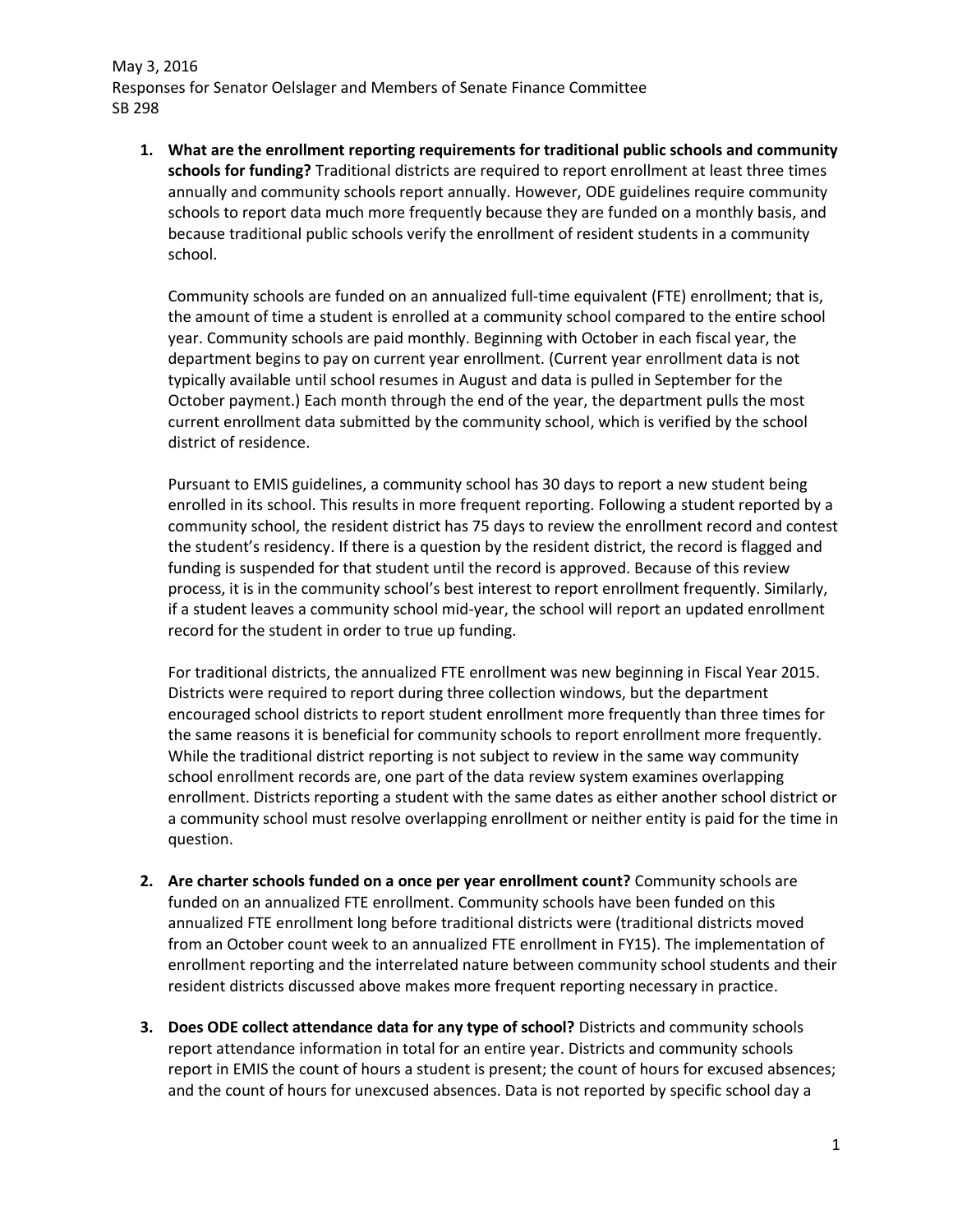May 3, 2016
Responses for Senator Oelslager and Members of Senate Finance Committee
SB 298

1. **What are the enrollment reporting requirements for traditional public schools and community schools for funding?** Traditional districts are required to report enrollment at least three times annually and community schools report annually. However, ODE guidelines require community schools to report data much more frequently because they are funded on a monthly basis, and because traditional public schools verify the enrollment of resident students in a community school.

   Community schools are funded on an annualized full-time equivalent (FTE) enrollment; that is, the amount of time a student is enrolled at a community school compared to the entire school year. Community schools are paid monthly. Beginning with October in each fiscal year, the department begins to pay on current year enrollment. (Current year enrollment data is not typically available until school resumes in August and data is pulled in September for the October payment.) Each month through the end of the year, the department pulls the most current enrollment data submitted by the community school, which is verified by the school district of residence.

   Pursuant to EMIS guidelines, a community school has 30 days to report a new student being enrolled in its school. This results in more frequent reporting. Following a student reported by a community school, the resident district has 75 days to review the enrollment record and contest the student's residency. If there is a question by the resident district, the record is flagged and funding is suspended for that student until the record is approved. Because of this review process, it is in the community school's best interest to report enrollment frequently. Similarly, if a student leaves a community school mid-year, the school will report an updated enrollment record for the student in order to true up funding.

   For traditional districts, the annualized FTE enrollment was new beginning in Fiscal Year 2015. Districts were required to report during three collection windows, but the department encouraged school districts to report student enrollment more frequently than three times for the same reasons it is beneficial for community schools to report enrollment more frequently. While the traditional district reporting is not subject to review in the same way community school enrollment records are, one part of the data review system examines overlapping enrollment. Districts reporting a student with the same dates as either another school district or a community school must resolve overlapping enrollment or neither entity is paid for the time in question.

2. **Are charter schools funded on a once per year enrollment count?** Community schools are funded on an annualized FTE enrollment. Community schools have been funded on this annualized FTE enrollment long before traditional districts were (traditional districts moved from an October count week to an annualized FTE enrollment in FY15). The implementation of enrollment reporting and the interrelated nature between community school students and their resident districts discussed above makes more frequent reporting necessary in practice.

3. **Does ODE collect attendance data for any type of school?** Districts and community schools report attendance information in total for an entire year. Districts and community schools report in EMIS the count of hours a student is present; the count of hours for excused absences; and the count of hours for unexcused absences. Data is not reported by specific school day a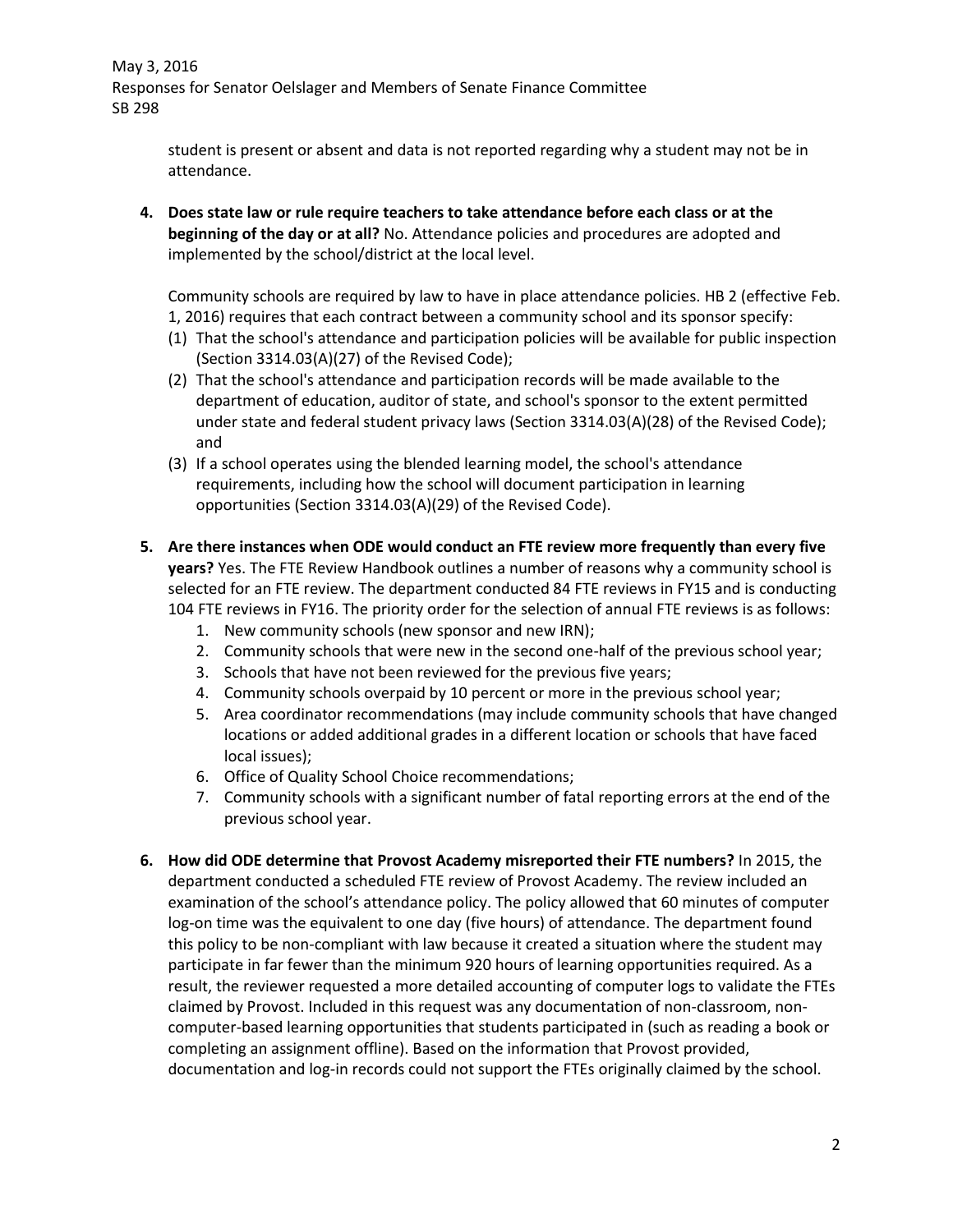student is present or absent and data is not reported regarding why a student may not be in attendance.

4. **Does state law or rule require teachers to take attendance before each class or at the beginning of the day or at all?** No. Attendance policies and procedures are adopted and implemented by the school/district at the local level.

   Community schools are required by law to have in place attendance policies. HB 2 (effective Feb. 1, 2016) requires that each contract between a community school and its sponsor specify:

   (1) That the school's attendance and participation policies will be available for public inspection (Section 3314.03(A)(27) of the Revised Code);
   (2) That the school's attendance and participation records will be made available to the department of education, auditor of state, and school's sponsor to the extent permitted under state and federal student privacy laws (Section 3314.03(A)(28) of the Revised Code); and
   (3) If a school operates using the blended learning model, the school's attendance requirements, including how the school will document participation in learning opportunities (Section 3314.03(A)(29) of the Revised Code).

5. **Are there instances when ODE would conduct an FTE review more frequently than every five years?** Yes. The FTE Review Handbook outlines a number of reasons why a community school is selected for an FTE review. The department conducted 84 FTE reviews in FY15 and is conducting 104 FTE reviews in FY16. The priority order for the selection of annual FTE reviews is as follows:
   1. New community schools (new sponsor and new IRN);
   2. Community schools that were new in the second one-half of the previous school year;
   3. Schools that have not been reviewed for the previous five years;
   4. Community schools overpaid by 10 percent or more in the previous school year;
   5. Area coordinator recommendations (may include community schools that have changed locations or added additional grades in a different location or schools that have faced local issues);
   6. Office of Quality School Choice recommendations;
   7. Community schools with a significant number of fatal reporting errors at the end of the previous school year.

6. **How did ODE determine that Provost Academy misreported their FTE numbers?** In 2015, the department conducted a scheduled FTE review of Provost Academy. The review included an examination of the school's attendance policy. The policy allowed that 60 minutes of computer log-on time was the equivalent to one day (five hours) of attendance. The department found this policy to be non-compliant with law because it created a situation where the student may participate in far fewer than the minimum 920 hours of learning opportunities required. As a result, the reviewer requested a more detailed accounting of computer logs to validate the FTEs claimed by Provost. Included in this request was any documentation of non-classroom, non-computer-based learning opportunities that students participated in (such as reading a book or completing an assignment offline). Based on the information that Provost provided, documentation and log-in records could not support the FTEs originally claimed by the school.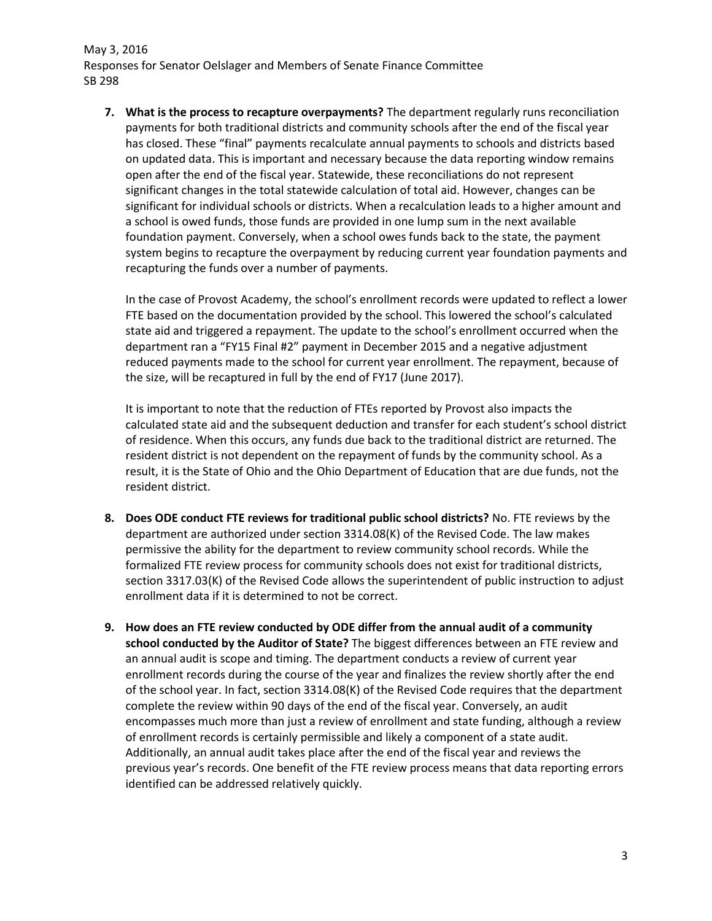7. **What is the process to recapture overpayments?** The department regularly runs reconciliation payments for both traditional districts and community schools after the end of the fiscal year has closed. These "final" payments recalculate annual payments to schools and districts based on updated data. This is important and necessary because the data reporting window remains open after the end of the fiscal year. Statewide, these reconciliations do not represent significant changes in the total statewide calculation of total aid. However, changes can be significant for individual schools or districts. When a recalculation leads to a higher amount and a school is owed funds, those funds are provided in one lump sum in the next available foundation payment. Conversely, when a school owes funds back to the state, the payment system begins to recapture the overpayment by reducing current year foundation payments and recapturing the funds over a number of payments.

   In the case of Provost Academy, the school's enrollment records were updated to reflect a lower FTE based on the documentation provided by the school. This lowered the school's calculated state aid and triggered a repayment. The update to the school's enrollment occurred when the department ran a "FY15 Final #2" payment in December 2015 and a negative adjustment reduced payments made to the school for current year enrollment. The repayment, because of the size, will be recaptured in full by the end of FY17 (June 2017).

   It is important to note that the reduction of FTEs reported by Provost also impacts the calculated state aid and the subsequent deduction and transfer for each student's school district of residence. When this occurs, any funds due back to the traditional district are returned. The resident district is not dependent on the repayment of funds by the community school. As a result, it is the State of Ohio and the Ohio Department of Education that are due funds, not the resident district.

8. **Does ODE conduct FTE reviews for traditional public school districts?** No. FTE reviews by the department are authorized under section 3314.08(K) of the Revised Code. The law makes permissive the ability for the department to review community school records. While the formalized FTE review process for community schools does not exist for traditional districts, section 3317.03(K) of the Revised Code allows the superintendent of public instruction to adjust enrollment data if it is determined to not be correct.

9. **How does an FTE review conducted by ODE differ from the annual audit of a community school conducted by the Auditor of State?** The biggest differences between an FTE review and an annual audit is scope and timing. The department conducts a review of current year enrollment records during the course of the year and finalizes the review shortly after the end of the school year. In fact, section 3314.08(K) of the Revised Code requires that the department complete the review within 90 days of the end of the fiscal year. Conversely, an audit encompasses much more than just a review of enrollment and state funding, although a review of enrollment records is certainly permissible and likely a component of a state audit. Additionally, an annual audit takes place after the end of the fiscal year and reviews the previous year's records. One benefit of the FTE review process means that data reporting errors identified can be addressed relatively quickly.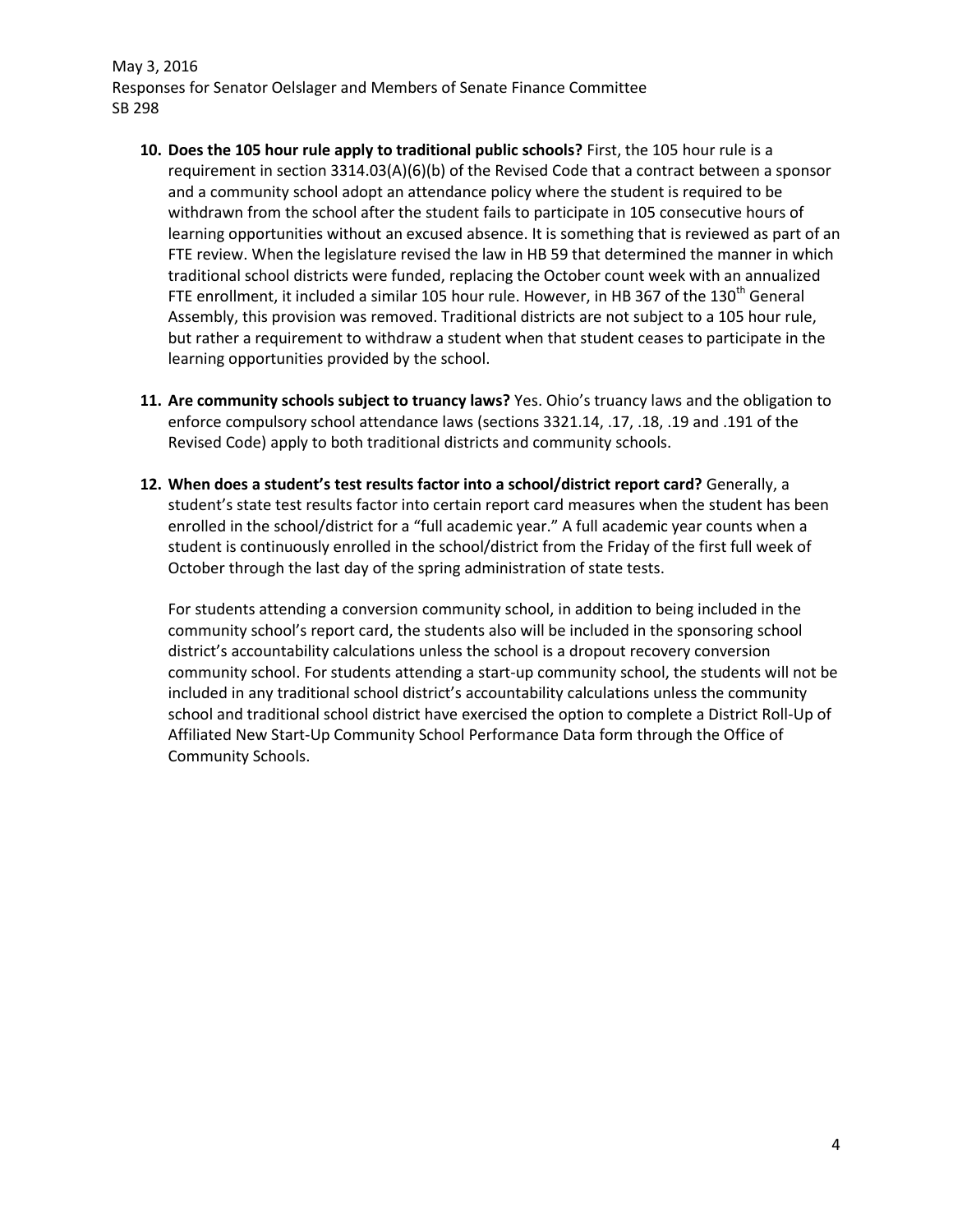10. **Does the 105 hour rule apply to traditional public schools?** First, the 105 hour rule is a requirement in section 3314.03(A)(6)(b) of the Revised Code that a contract between a sponsor and a community school adopt an attendance policy where the student is required to be withdrawn from the school after the student fails to participate in 105 consecutive hours of learning opportunities without an excused absence. It is something that is reviewed as part of an FTE review. When the legislature revised the law in HB 59 that determined the manner in which traditional school districts were funded, replacing the October count week with an annualized FTE enrollment, it included a similar 105 hour rule. However, in HB 367 of the 130th General Assembly, this provision was removed. Traditional districts are not subject to a 105 hour rule, but rather a requirement to withdraw a student when that student ceases to participate in the learning opportunities provided by the school.

11. **Are community schools subject to truancy laws?** Yes. Ohio's truancy laws and the obligation to enforce compulsory school attendance laws (sections 3321.14, .17, .18, .19 and .191 of the Revised Code) apply to both traditional districts and community schools.

12. **When does a student's test results factor into a school/district report card?** Generally, a student's state test results factor into certain report card measures when the student has been enrolled in the school/district for a "full academic year." A full academic year counts when a student is continuously enrolled in the school/district from the Friday of the first full week of October through the last day of the spring administration of state tests.

    For students attending a conversion community school, in addition to being included in the community school's report card, the students also will be included in the sponsoring school district's accountability calculations unless the school is a dropout recovery conversion community school. For students attending a start-up community school, the students will not be included in any traditional school district's accountability calculations unless the community school and traditional school district have exercised the option to complete a District Roll-Up of Affiliated New Start-Up Community School Performance Data form through the Office of Community Schools.